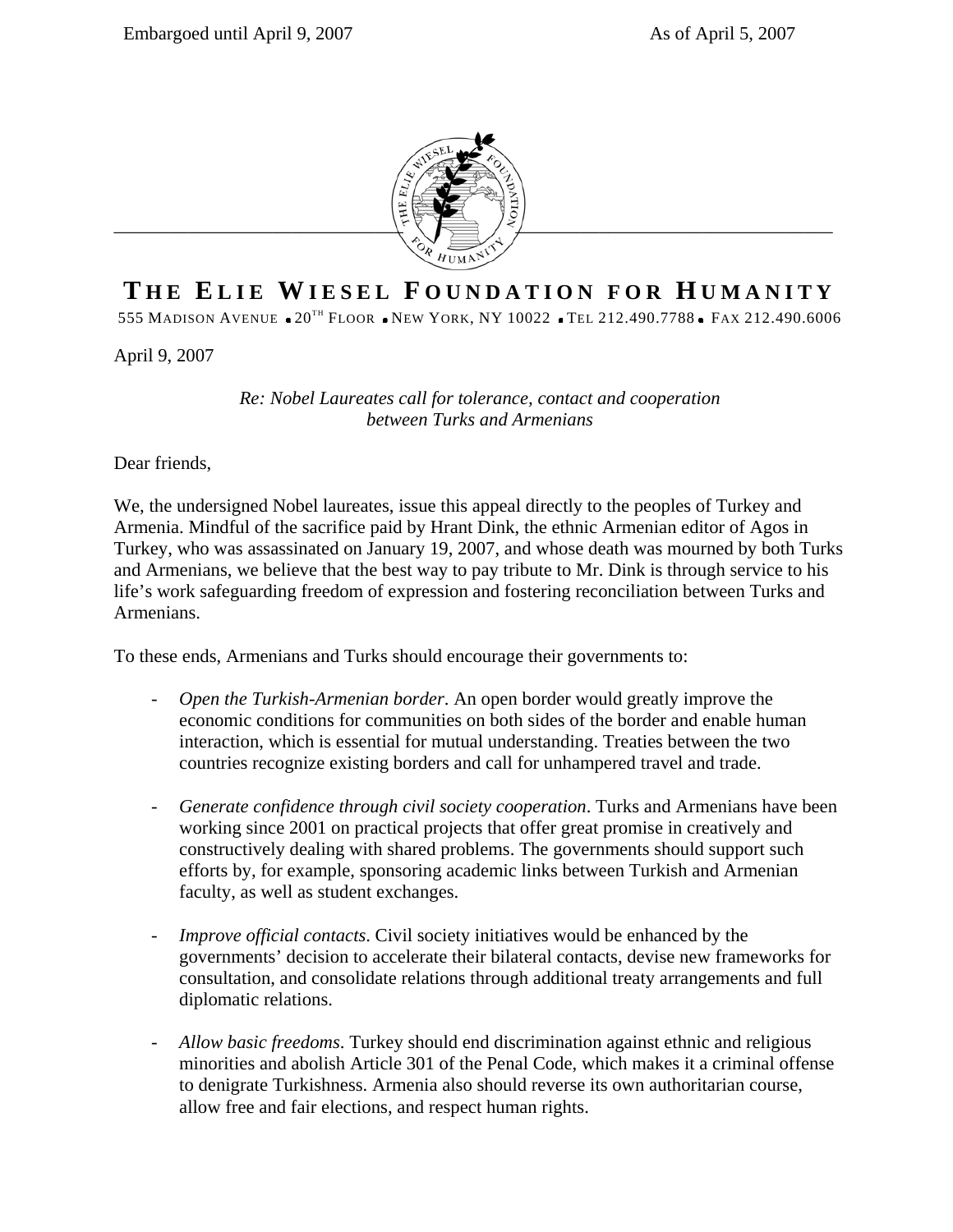Embargoed until April 9, 2007 As of April 5, 2007

# THE ELIE WIESEL FOUNDATION FOR HUMANITY

555 MADISON AVENUE • 20TH FLOOR • NEW YORK, NY 10022 • TEL 212.490.7788 • FAX 212.490.6006

April 9, 2007

*Re: Nobel Laureates call for tolerance, contact and cooperation between Turks and Armenians*

Dear friends,

We, the undersigned Nobel laureates, issue this appeal directly to the peoples of Turkey and Armenia. Mindful of the sacrifice paid by Hrant Dink, the ethnic Armenian editor of Agos in Turkey, who was assassinated on January 19, 2007, and whose death was mourned by both Turks and Armenians, we believe that the best way to pay tribute to Mr. Dink is through service to his life's work safeguarding freedom of expression and fostering reconciliation between Turks and Armenians.

To these ends, Armenians and Turks should encourage their governments to:

- *Open the Turkish-Armenian border*. An open border would greatly improve the economic conditions for communities on both sides of the border and enable human interaction, which is essential for mutual understanding. Treaties between the two countries recognize existing borders and call for unhampered travel and trade.

- *Generate confidence through civil society cooperation*. Turks and Armenians have been working since 2001 on practical projects that offer great promise in creatively and constructively dealing with shared problems. The governments should support such efforts by, for example, sponsoring academic links between Turkish and Armenian faculty, as well as student exchanges.

- *Improve official contacts*. Civil society initiatives would be enhanced by the governments' decision to accelerate their bilateral contacts, devise new frameworks for consultation, and consolidate relations through additional treaty arrangements and full diplomatic relations.

- *Allow basic freedoms*. Turkey should end discrimination against ethnic and religious minorities and abolish Article 301 of the Penal Code, which makes it a criminal offense to denigrate Turkishness. Armenia also should reverse its own authoritarian course, allow free and fair elections, and respect human rights.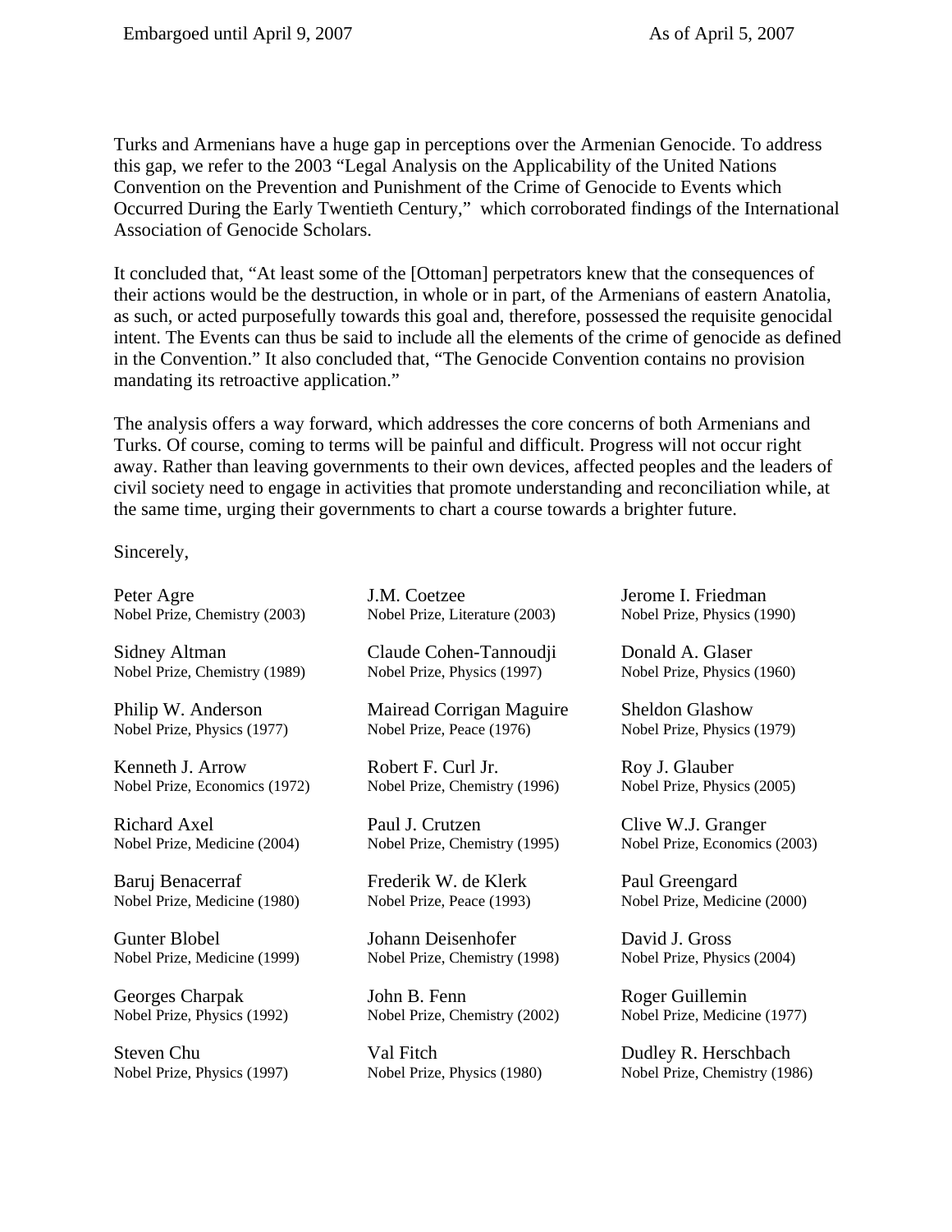Turks and Armenians have a huge gap in perceptions over the Armenian Genocide. To address this gap, we refer to the 2003 "Legal Analysis on the Applicability of the United Nations Convention on the Prevention and Punishment of the Crime of Genocide to Events which Occurred During the Early Twentieth Century," which corroborated findings of the International Association of Genocide Scholars.

It concluded that, "At least some of the [Ottoman] perpetrators knew that the consequences of their actions would be the destruction, in whole or in part, of the Armenians of eastern Anatolia, as such, or acted purposefully towards this goal and, therefore, possessed the requisite genocidal intent. The Events can thus be said to include all the elements of the crime of genocide as defined in the Convention." It also concluded that, "The Genocide Convention contains no provision mandating its retroactive application."

The analysis offers a way forward, which addresses the core concerns of both Armenians and Turks. Of course, coming to terms will be painful and difficult. Progress will not occur right away. Rather than leaving governments to their own devices, affected peoples and the leaders of civil society need to engage in activities that promote understanding and reconciliation while, at the same time, urging their governments to chart a course towards a brighter future.

Sincerely,

Peter Agre
Nobel Prize, Chemistry (2003)

Sidney Altman
Nobel Prize, Chemistry (1989)

Philip W. Anderson
Nobel Prize, Physics (1977)

Kenneth J. Arrow
Nobel Prize, Economics (1972)

Richard Axel
Nobel Prize, Medicine (2004)

Baruj Benacerraf
Nobel Prize, Medicine (1980)

Gunter Blobel
Nobel Prize, Medicine (1999)

Georges Charpak
Nobel Prize, Physics (1992)

Steven Chu
Nobel Prize, Physics (1997)

J.M. Coetzee
Nobel Prize, Literature (2003)

Claude Cohen-Tannoudji
Nobel Prize, Physics (1997)

Mairead Corrigan Maguire
Nobel Prize, Peace (1976)

Robert F. Curl Jr.
Nobel Prize, Chemistry (1996)

Paul J. Crutzen
Nobel Prize, Chemistry (1995)

Frederik W. de Klerk
Nobel Prize, Peace (1993)

Johann Deisenhofer
Nobel Prize, Chemistry (1998)

John B. Fenn
Nobel Prize, Chemistry (2002)

Val Fitch
Nobel Prize, Physics (1980)

Jerome I. Friedman
Nobel Prize, Physics (1990)

Donald A. Glaser
Nobel Prize, Physics (1960)

Sheldon Glashow
Nobel Prize, Physics (1979)

Roy J. Glauber
Nobel Prize, Physics (2005)

Clive W.J. Granger
Nobel Prize, Economics (2003)

Paul Greengard
Nobel Prize, Medicine (2000)

David J. Gross
Nobel Prize, Physics (2004)

Roger Guillemin
Nobel Prize, Medicine (1977)

Dudley R. Herschbach
Nobel Prize, Chemistry (1986)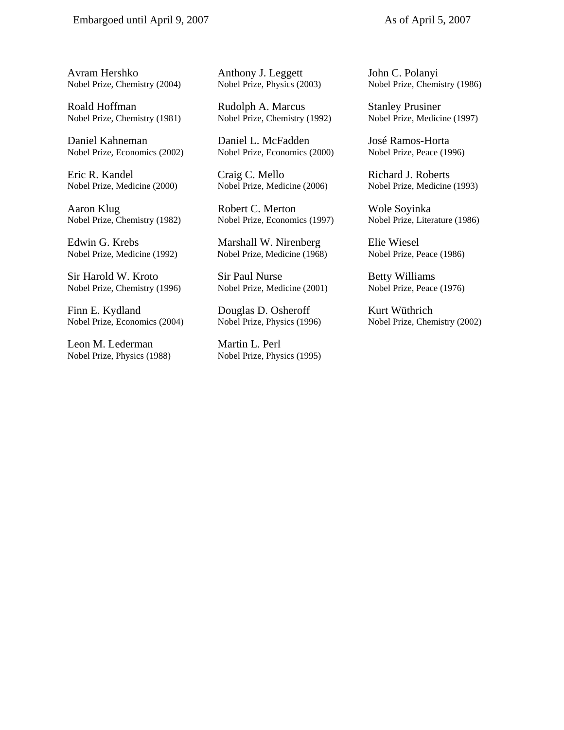Avram Hershko
Nobel Prize, Chemistry (2004)

Roald Hoffman
Nobel Prize, Chemistry (1981)

Daniel Kahneman
Nobel Prize, Economics (2002)

Eric R. Kandel
Nobel Prize, Medicine (2000)

Aaron Klug
Nobel Prize, Chemistry (1982)

Edwin G. Krebs
Nobel Prize, Medicine (1992)

Sir Harold W. Kroto
Nobel Prize, Chemistry (1996)

Finn E. Kydland
Nobel Prize, Economics (2004)

Leon M. Lederman
Nobel Prize, Physics (1988)

Anthony J. Leggett
Nobel Prize, Physics (2003)

Rudolph A. Marcus
Nobel Prize, Chemistry (1992)

Daniel L. McFadden
Nobel Prize, Economics (2000)

Craig C. Mello
Nobel Prize, Medicine (2006)

Robert C. Merton
Nobel Prize, Economics (1997)

Marshall W. Nirenberg
Nobel Prize, Medicine (1968)

Sir Paul Nurse
Nobel Prize, Medicine (2001)

Douglas D. Osheroff
Nobel Prize, Physics (1996)

Martin L. Perl
Nobel Prize, Physics (1995)

John C. Polanyi
Nobel Prize, Chemistry (1986)

Stanley Prusiner
Nobel Prize, Medicine (1997)

José Ramos-Horta
Nobel Prize, Peace (1996)

Richard J. Roberts
Nobel Prize, Medicine (1993)

Wole Soyinka
Nobel Prize, Literature (1986)

Elie Wiesel
Nobel Prize, Peace (1986)

Betty Williams
Nobel Prize, Peace (1976)

Kurt Wüthrich
Nobel Prize, Chemistry (2002)